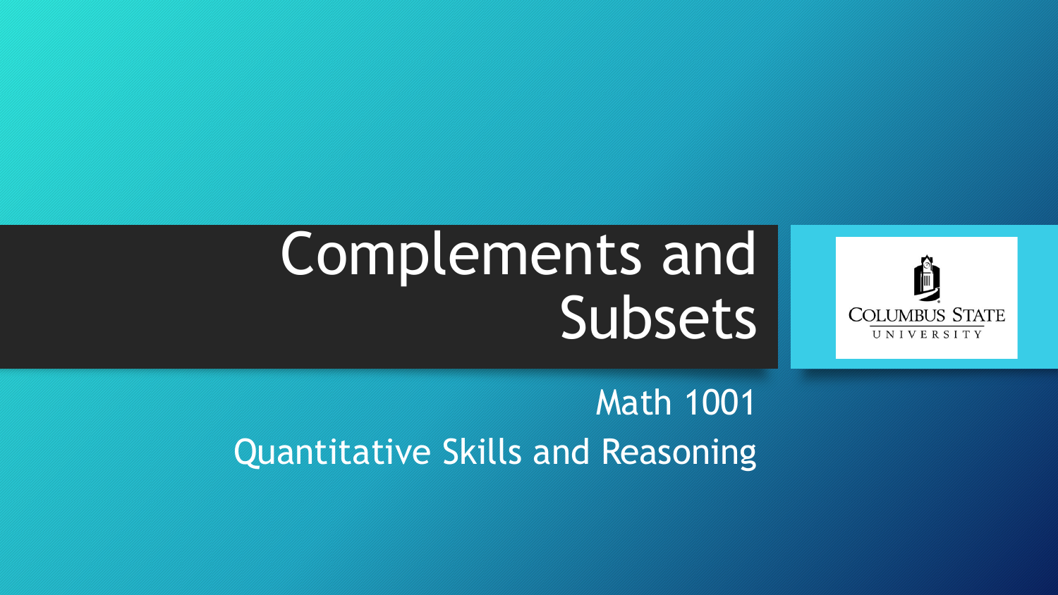# Complements and Subsets

Math 1001

Quantitative Skills and Reasoning

COLUMBUS STATE UNIVERSITY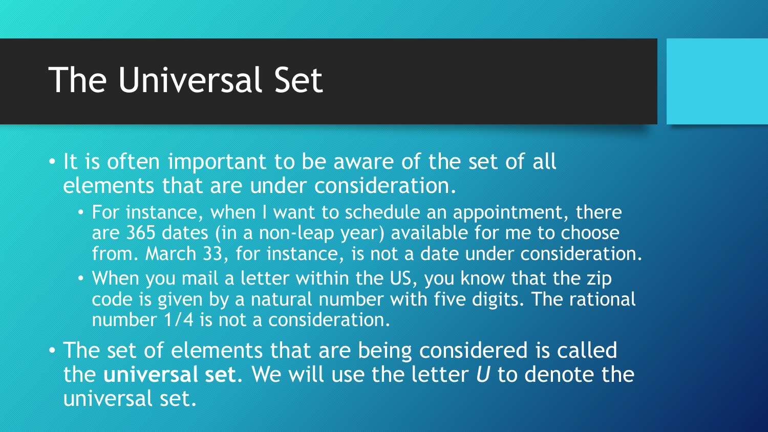# The Universal Set

- It is often important to be aware of the set of all elements that are under consideration.
  - For instance, when I want to schedule an appointment, there are 365 dates (in a non-leap year) available for me to choose from. March 33, for instance, is not a date under consideration.
  - When you mail a letter within the US, you know that the zip code is given by a natural number with five digits. The rational number 1/4 is not a consideration.
- The set of elements that are being considered is called the **universal set**. We will use the letter $U$ to denote the universal set.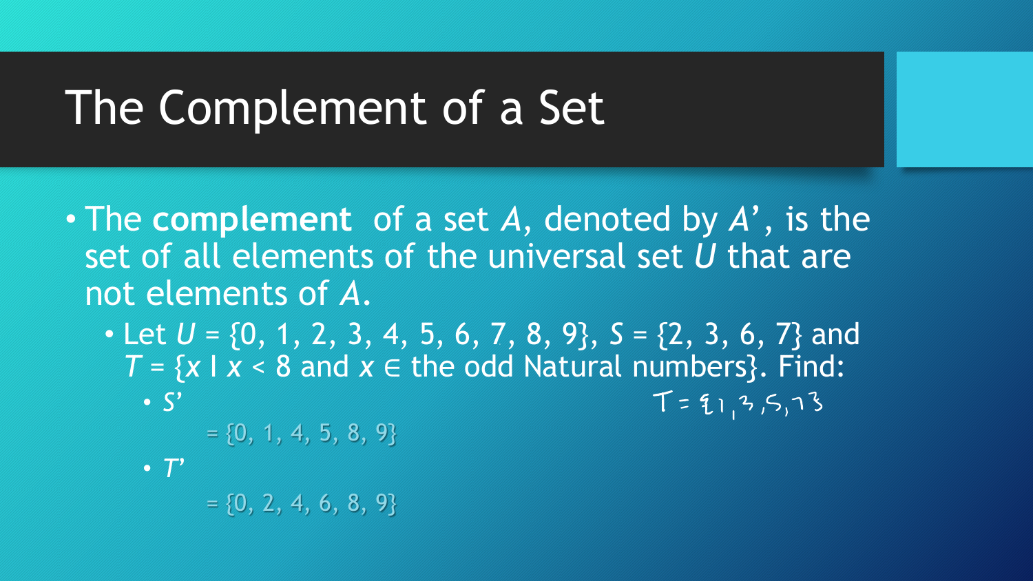# The Complement of a Set

- The **complement** of a set *A*, denoted by *A'*, is the set of all elements of the universal set *U* that are not elements of *A*.
  - Let $U = \{0, 1, 2, 3, 4, 5, 6, 7, 8, 9\}$, $S = \{2, 3, 6, 7\}$ and $T = \{x \mid x < 8 \text{ and } x \in \text{the odd Natural numbers}\}$. Find:
    - $S'$

      $= \{0, 1, 4, 5, 8, 9\}$

      $T = \{1, 3, 5, 7\}$
    - $T'$

      $= \{0, 2, 4, 6, 8, 9\}$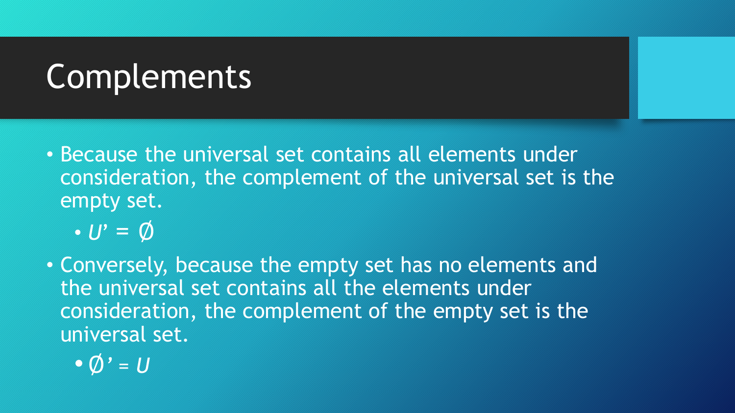# Complements

- Because the universal set contains all elements under consideration, the complement of the universal set is the empty set.
  - $U' = \emptyset$
- Conversely, because the empty set has no elements and the universal set contains all the elements under consideration, the complement of the empty set is the universal set.
  - $\emptyset' = U$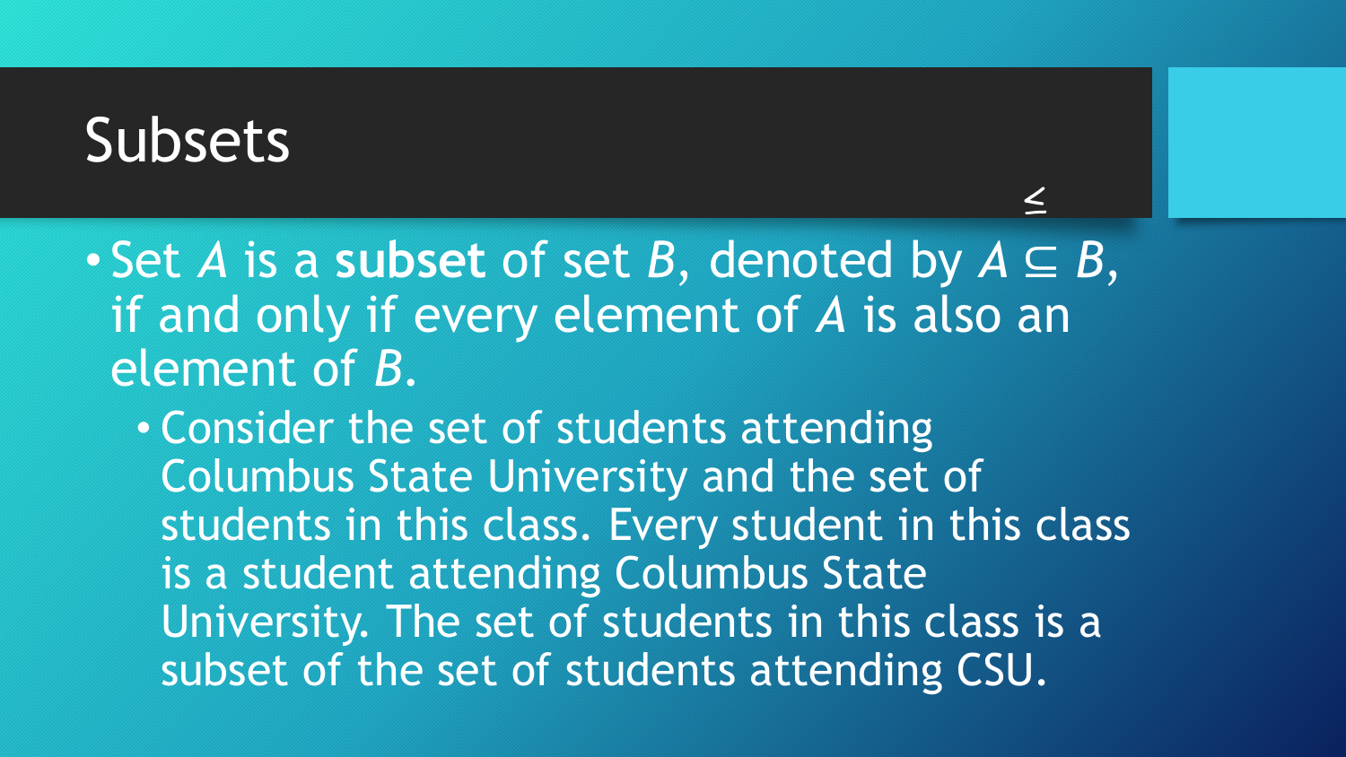# Subsets

$\leq$

- Set $A$ is a **subset** of set $B$, denoted by $A \subseteq B$, if and only if every element of $A$ is also an element of $B$.
  - Consider the set of students attending Columbus State University and the set of students in this class. Every student in this class is a student attending Columbus State University. The set of students in this class is a subset of the set of students attending CSU.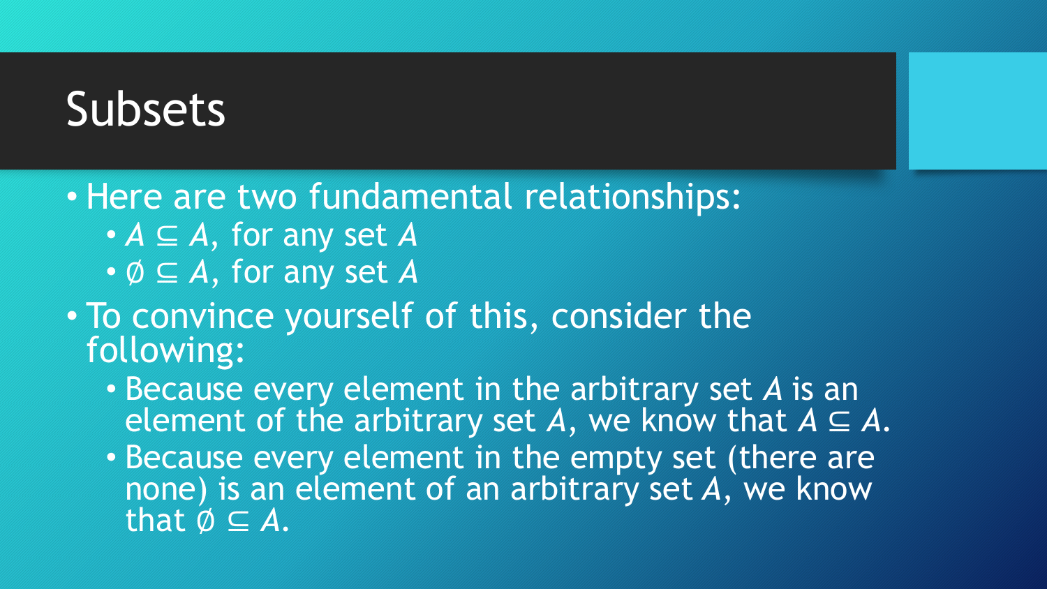# Subsets

- Here are two fundamental relationships:
  - $A \subseteq A$, for any set $A$
  - $\emptyset \subseteq A$, for any set $A$
- To convince yourself of this, consider the following:
  - Because every element in the arbitrary set $A$ is an element of the arbitrary set $A$, we know that $A \subseteq A$.
  - Because every element in the empty set (there are none) is an element of an arbitrary set $A$, we know that $\emptyset \subseteq A$.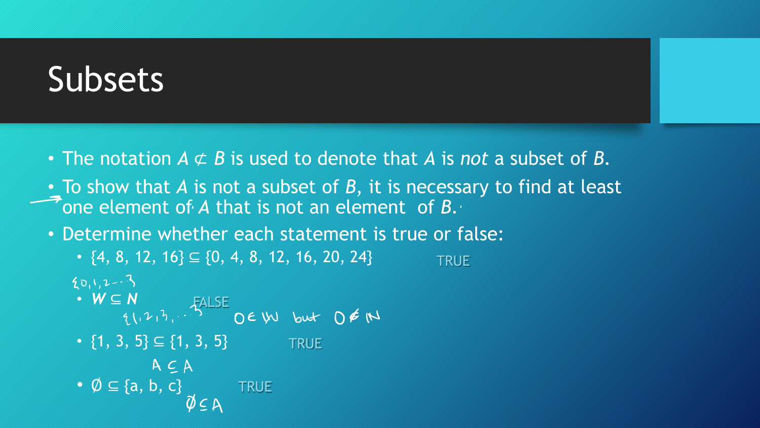# Subsets

- The notation $A \not\subset B$ is used to denote that $A$ is *not* a subset of $B$.
- To show that $A$ is not a subset of $B$, it is necessary to find at least one element of $A$ that is not an element of $B$.
- Determine whether each statement is true or false:
  - $\{4, 8, 12, 16\} \subseteq \{0, 4, 8, 12, 16, 20, 24\}$ TRUE
  - $\boldsymbol{W} \subseteq \boldsymbol{N}$ FALSE

    $\{0, 1, 2, \ldots\}$ $\{1, 2, 3, \ldots\}$ $0 \in \mathbb{W}$ but $0 \notin \mathbb{N}$
  - $\{1, 3, 5\} \subseteq \{1, 3, 5\}$ TRUE

    $A \subseteq A$
  - $\emptyset \subseteq \{a, b, c\}$ TRUE

    $\emptyset \subseteq A$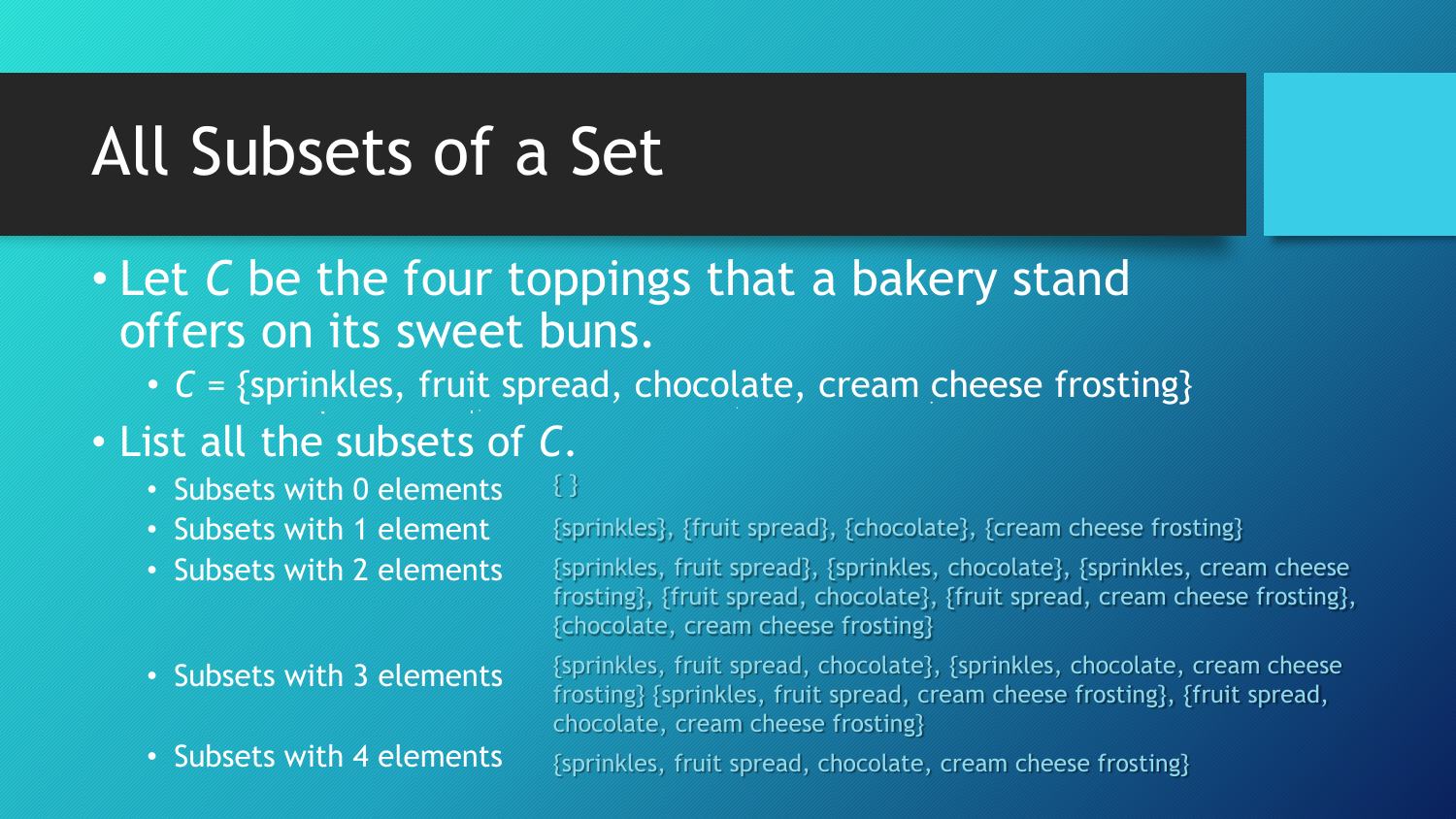# All Subsets of a Set

- Let $C$ be the four toppings that a bakery stand offers on its sweet buns.
  - $C$ = {sprinkles, fruit spread, chocolate, cream cheese frosting}
- List all the subsets of $C$.
  - Subsets with 0 elements: { }
  - Subsets with 1 element: {sprinkles}, {fruit spread}, {chocolate}, {cream cheese frosting}
  - Subsets with 2 elements: {sprinkles, fruit spread}, {sprinkles, chocolate}, {sprinkles, cream cheese frosting}, {fruit spread, chocolate}, {fruit spread, cream cheese frosting}, {chocolate, cream cheese frosting}
  - Subsets with 3 elements: {sprinkles, fruit spread, chocolate}, {sprinkles, chocolate, cream cheese frosting} {sprinkles, fruit spread, cream cheese frosting}, {fruit spread, chocolate, cream cheese frosting}
  - Subsets with 4 elements: {sprinkles, fruit spread, chocolate, cream cheese frosting}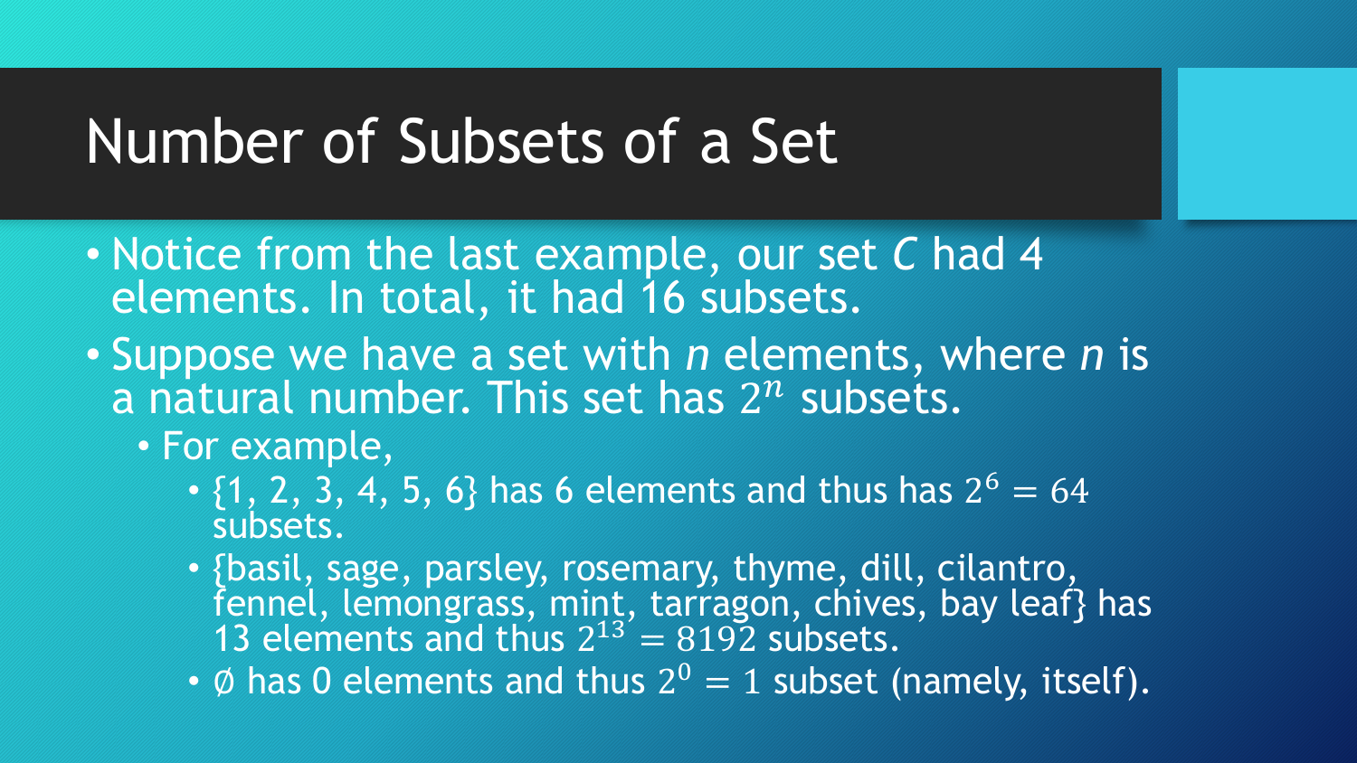# Number of Subsets of a Set

- Notice from the last example, our set *C* had 4 elements. In total, it had 16 subsets.
- Suppose we have a set with *n* elements, where *n* is a natural number. This set has $2^n$ subsets.
  - For example,
    - {1, 2, 3, 4, 5, 6} has 6 elements and thus has $2^6 = 64$ subsets.
    - {basil, sage, parsley, rosemary, thyme, dill, cilantro, fennel, lemongrass, mint, tarragon, chives, bay leaf} has 13 elements and thus $2^{13} = 8192$ subsets.
    - $\emptyset$ has 0 elements and thus $2^0 = 1$ subset (namely, itself).